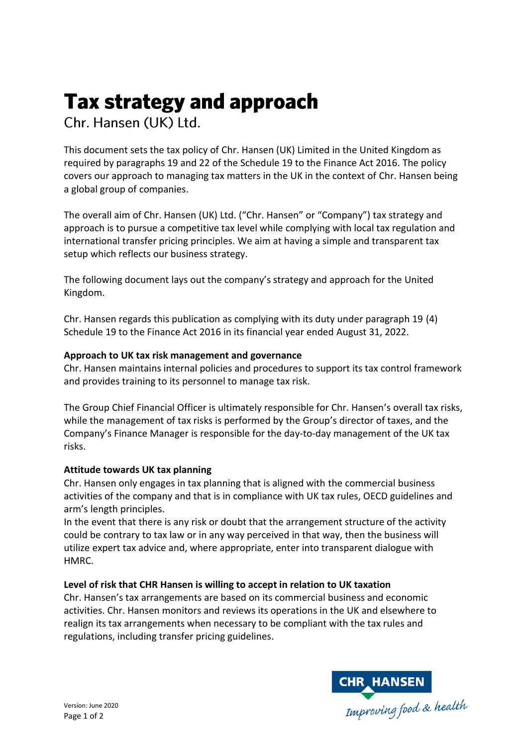# Tax strategy and approach

Chr. Hansen (UK) Ltd.

This document sets the tax policy of Chr. Hansen (UK) Limited in the United Kingdom as required by paragraphs 19 and 22 of the Schedule 19 to the Finance Act 2016. The policy covers our approach to managing tax matters in the UK in the context of Chr. Hansen being a global group of companies.

The overall aim of Chr. Hansen (UK) Ltd. ("Chr. Hansen" or "Company") tax strategy and approach is to pursue a competitive tax level while complying with local tax regulation and international transfer pricing principles. We aim at having a simple and transparent tax setup which reflects our business strategy.

The following document lays out the company's strategy and approach for the United Kingdom.

Chr. Hansen regards this publication as complying with its duty under paragraph 19 (4) Schedule 19 to the Finance Act 2016 in its financial year ended August 31, 2022.

**Approach to UK tax risk management and governance**

Chr. Hansen maintains internal policies and procedures to support its tax control framework and provides training to its personnel to manage tax risk.

The Group Chief Financial Officer is ultimately responsible for Chr. Hansen's overall tax risks, while the management of tax risks is performed by the Group's director of taxes, and the Company's Finance Manager is responsible for the day-to-day management of the UK tax risks.

**Attitude towards UK tax planning**

Chr. Hansen only engages in tax planning that is aligned with the commercial business activities of the company and that is in compliance with UK tax rules, OECD guidelines and arm's length principles.

In the event that there is any risk or doubt that the arrangement structure of the activity could be contrary to tax law or in any way perceived in that way, then the business will utilize expert tax advice and, where appropriate, enter into transparent dialogue with HMRC.

**Level of risk that CHR Hansen is willing to accept in relation to UK taxation**

Chr. Hansen's tax arrangements are based on its commercial business and economic activities. Chr. Hansen monitors and reviews its operations in the UK and elsewhere to realign its tax arrangements when necessary to be compliant with the tax rules and regulations, including transfer pricing guidelines.

Version: June 2020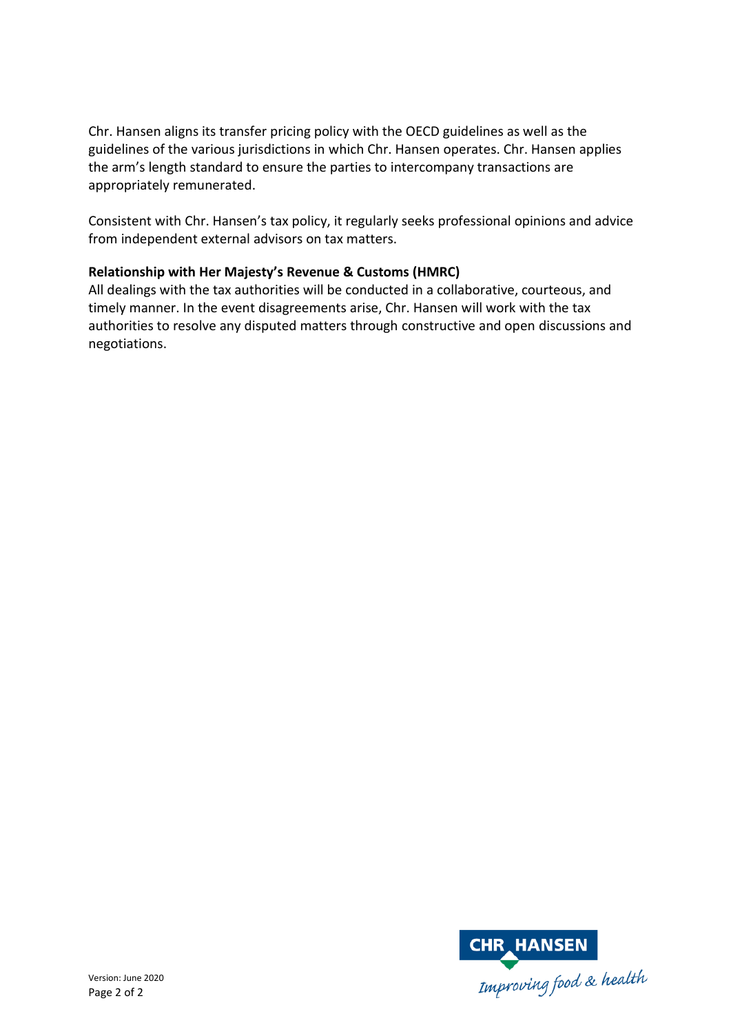Chr. Hansen aligns its transfer pricing policy with the OECD guidelines as well as the guidelines of the various jurisdictions in which Chr. Hansen operates. Chr. Hansen applies the arm's length standard to ensure the parties to intercompany transactions are appropriately remunerated.

Consistent with Chr. Hansen's tax policy, it regularly seeks professional opinions and advice from independent external advisors on tax matters.

**Relationship with Her Majesty's Revenue & Customs (HMRC)**

All dealings with the tax authorities will be conducted in a collaborative, courteous, and timely manner. In the event disagreements arise, Chr. Hansen will work with the tax authorities to resolve any disputed matters through constructive and open discussions and negotiations.

Version: June 2020